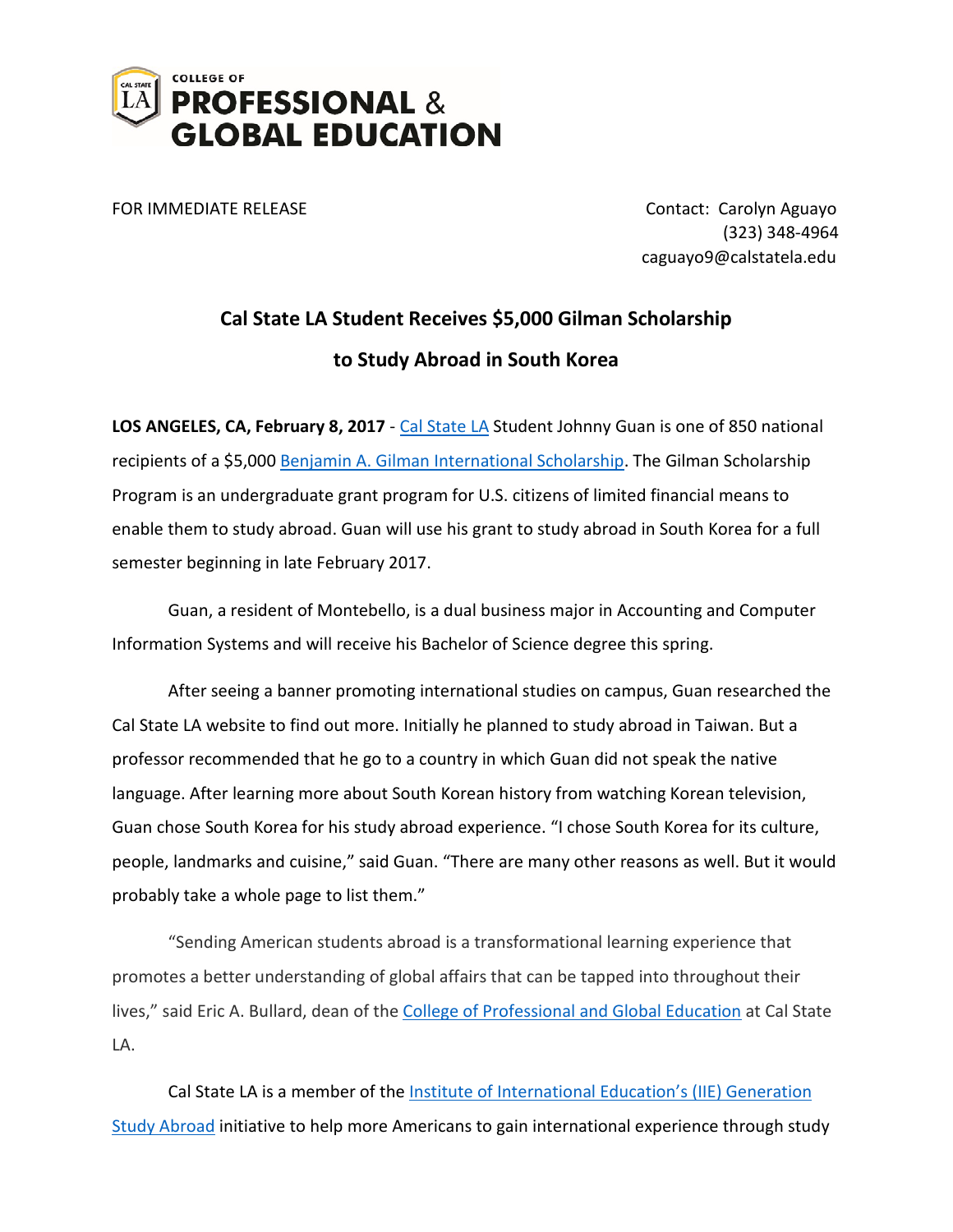COLLEGE OF
**PROFESSIONAL & GLOBAL EDUCATION**

FOR IMMEDIATE RELEASE

Contact: Carolyn Aguayo
(323) 348-4964
caguayo9@calstatela.edu

## Cal State LA Student Receives $5,000 Gilman Scholarship to Study Abroad in South Korea

**LOS ANGELES, CA, February 8, 2017** - Cal State LA Student Johnny Guan is one of 850 national recipients of a $5,000 Benjamin A. Gilman International Scholarship. The Gilman Scholarship Program is an undergraduate grant program for U.S. citizens of limited financial means to enable them to study abroad. Guan will use his grant to study abroad in South Korea for a full semester beginning in late February 2017.

Guan, a resident of Montebello, is a dual business major in Accounting and Computer Information Systems and will receive his Bachelor of Science degree this spring.

After seeing a banner promoting international studies on campus, Guan researched the Cal State LA website to find out more. Initially he planned to study abroad in Taiwan. But a professor recommended that he go to a country in which Guan did not speak the native language. After learning more about South Korean history from watching Korean television, Guan chose South Korea for his study abroad experience. "I chose South Korea for its culture, people, landmarks and cuisine," said Guan. "There are many other reasons as well. But it would probably take a whole page to list them."

"Sending American students abroad is a transformational learning experience that promotes a better understanding of global affairs that can be tapped into throughout their lives," said Eric A. Bullard, dean of the College of Professional and Global Education at Cal State LA.

Cal State LA is a member of the Institute of International Education's (IIE) Generation Study Abroad initiative to help more Americans to gain international experience through study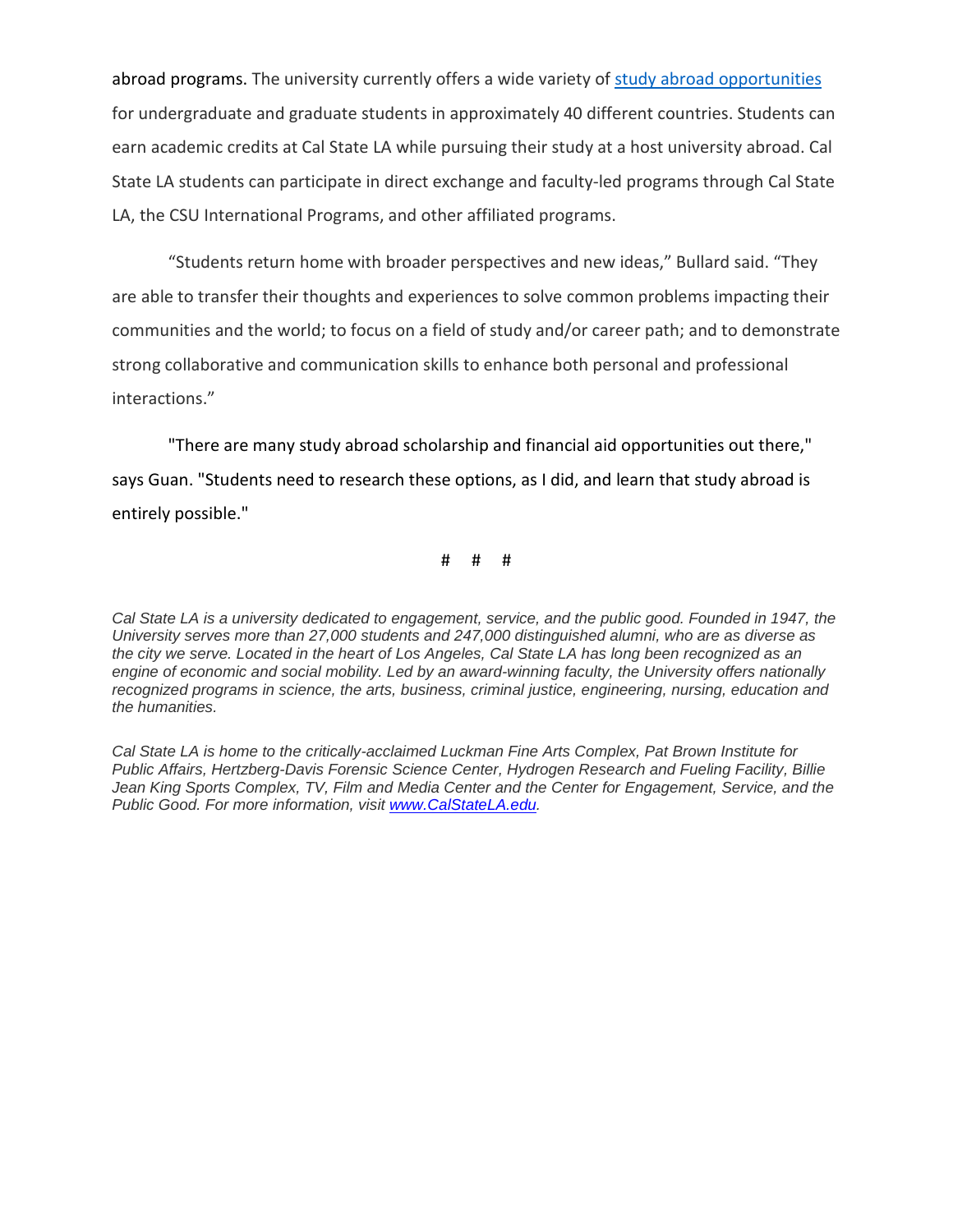abroad programs. The university currently offers a wide variety of [study abroad opportunities](#) for undergraduate and graduate students in approximately 40 different countries. Students can earn academic credits at Cal State LA while pursuing their study at a host university abroad. Cal State LA students can participate in direct exchange and faculty-led programs through Cal State LA, the CSU International Programs, and other affiliated programs.

“Students return home with broader perspectives and new ideas,” Bullard said. “They are able to transfer their thoughts and experiences to solve common problems impacting their communities and the world; to focus on a field of study and/or career path; and to demonstrate strong collaborative and communication skills to enhance both personal and professional interactions.”

"There are many study abroad scholarship and financial aid opportunities out there," says Guan. "Students need to research these options, as I did, and learn that study abroad is entirely possible."

# # #

*Cal State LA is a university dedicated to engagement, service, and the public good. Founded in 1947, the University serves more than 27,000 students and 247,000 distinguished alumni, who are as diverse as the city we serve. Located in the heart of Los Angeles, Cal State LA has long been recognized as an engine of economic and social mobility. Led by an award-winning faculty, the University offers nationally recognized programs in science, the arts, business, criminal justice, engineering, nursing, education and the humanities.*

*Cal State LA is home to the critically-acclaimed Luckman Fine Arts Complex, Pat Brown Institute for Public Affairs, Hertzberg-Davis Forensic Science Center, Hydrogen Research and Fueling Facility, Billie Jean King Sports Complex, TV, Film and Media Center and the Center for Engagement, Service, and the Public Good. For more information, visit [www.CalStateLA.edu](http://www.CalStateLA.edu).*